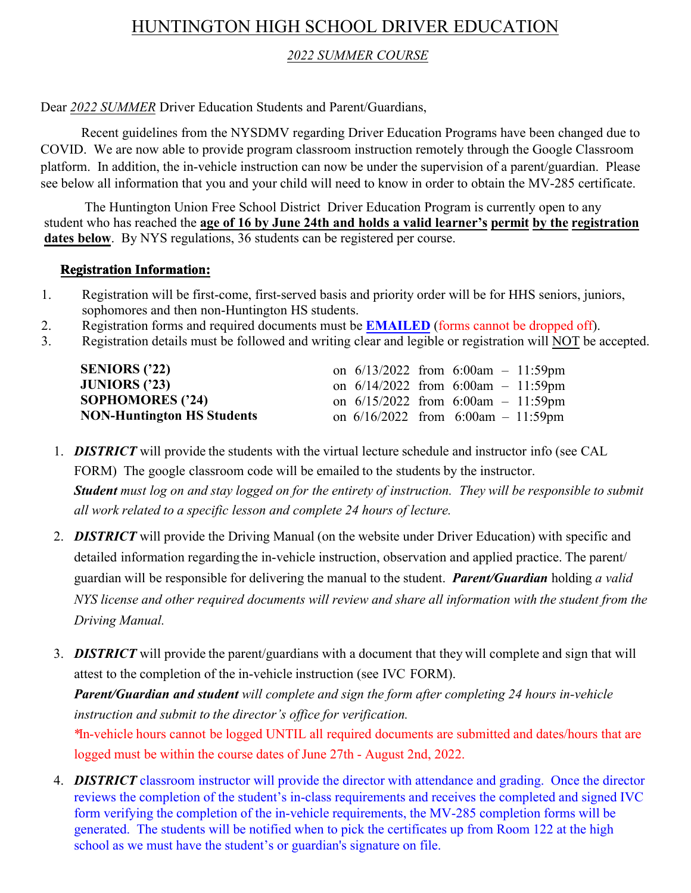# HUNTINGTON HIGH SCHOOL DRIVER EDUCATION

## *2022 SUMMER COURSE*

Dear *2022 SUMMER* Driver Education Students and Parent/Guardians,

Recent guidelines from the NYSDMV regarding Driver Education Programs have been changed due to COVID. We are now able to provide program classroom instruction remotely through the Google Classroom platform. In addition, the in-vehicle instruction can now be under the supervision of a parent/guardian. Please see below all information that you and your child will need to know in order to obtain the MV-285 certificate.

The Huntington Union Free School District Driver Education Program is currently open to any student who has reached the **age of 16 by June 24th and holds a valid learner's permit by the registration dates below**. By NYS regulations, 36 students can be registered per course.

**Registration Information:**

1. Registration will be first-come, first-served basis and priority order will be for HHS seniors, juniors, sophomores and then non-Huntington HS students.
2. Registration forms and required documents must be **EMAILED** (forms cannot be dropped off).
3. Registration details must be followed and writing clear and legible or registration will NOT be accepted.

| | |
|---|---|
| **SENIORS ('22)** | on 6/13/2022 from 6:00am – 11:59pm |
| **JUNIORS ('23)** | on 6/14/2022 from 6:00am – 11:59pm |
| **SOPHOMORES ('24)** | on 6/15/2022 from 6:00am – 11:59pm |
| **NON-Huntington HS Students** | on 6/16/2022 from 6:00am – 11:59pm |

1. ***DISTRICT*** will provide the students with the virtual lecture schedule and instructor info (see CAL FORM) The google classroom code will be emailed to the students by the instructor. ***Student*** *must log on and stay logged on for the entirety of instruction. They will be responsible to submit all work related to a specific lesson and complete 24 hours of lecture.*
2. ***DISTRICT*** will provide the Driving Manual (on the website under Driver Education) with specific and detailed information regarding the in-vehicle instruction, observation and applied practice. The parent/guardian will be responsible for delivering the manual to the student. ***Parent/Guardian*** holding *a valid NYS license and other required documents will review and share all information with the student from the Driving Manual.*
3. ***DISTRICT*** will provide the parent/guardians with a document that they will complete and sign that will attest to the completion of the in-vehicle instruction (see IVC FORM). ***Parent/Guardian and student*** *will complete and sign the form after completing 24 hours in-vehicle instruction and submit to the director's office for verification.*
   *In-vehicle hours cannot be logged UNTIL all required documents are submitted and dates/hours that are logged must be within the course dates of June 27th - August 2nd, 2022.
4. ***DISTRICT*** classroom instructor will provide the director with attendance and grading. Once the director reviews the completion of the student's in-class requirements and receives the completed and signed IVC form verifying the completion of the in-vehicle requirements, the MV-285 completion forms will be generated. The students will be notified when to pick the certificates up from Room 122 at the high school as we must have the student's or guardian's signature on file.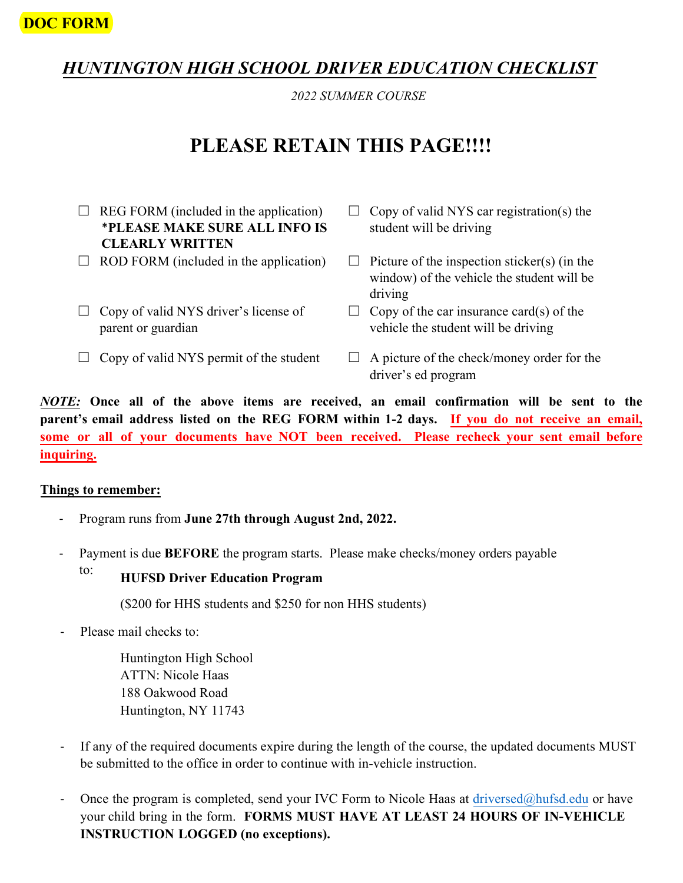**DOC FORM**

# *HUNTINGTON HIGH SCHOOL DRIVER EDUCATION CHECKLIST*

*2022 SUMMER COURSE*

## PLEASE RETAIN THIS PAGE!!!!

- ☐ REG FORM (included in the application) ***PLEASE MAKE SURE ALL INFO IS CLEARLY WRITTEN**
- ☐ ROD FORM (included in the application)
- ☐ Copy of valid NYS driver's license of parent or guardian
- ☐ Copy of valid NYS permit of the student
- ☐ Copy of valid NYS car registration(s) the student will be driving
- ☐ Picture of the inspection sticker(s) (in the window) of the vehicle the student will be driving
- ☐ Copy of the car insurance card(s) of the vehicle the student will be driving
- ☐ A picture of the check/money order for the driver's ed program

***NOTE:*** **Once all of the above items are received, an email confirmation will be sent to the parent's email address listed on the REG FORM within 1-2 days. If you do not receive an email, some or all of your documents have NOT been received. Please recheck your sent email before inquiring.**

**Things to remember:**

- Program runs from **June 27th through August 2nd, 2022.**
- Payment is due **BEFORE** the program starts. Please make checks/money orders payable to:

  **HUFSD Driver Education Program**

  ($200 for HHS students and $250 for non HHS students)
- Please mail checks to:

  Huntington High School
  ATTN: Nicole Haas
  188 Oakwood Road
  Huntington, NY 11743
- If any of the required documents expire during the length of the course, the updated documents MUST be submitted to the office in order to continue with in-vehicle instruction.
- Once the program is completed, send your IVC Form to Nicole Haas at driversed@hufsd.edu or have your child bring in the form. **FORMS MUST HAVE AT LEAST 24 HOURS OF IN-VEHICLE INSTRUCTION LOGGED (no exceptions).**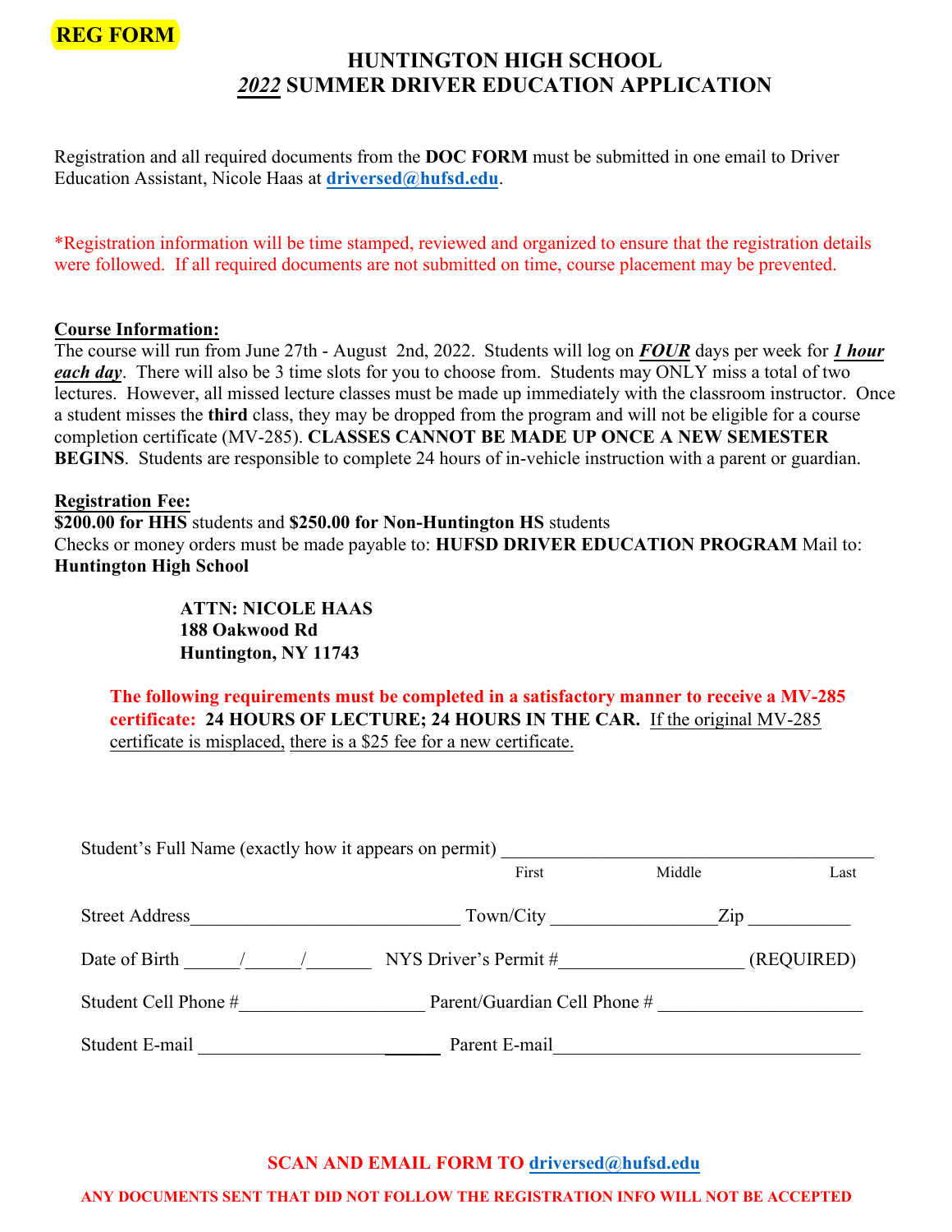**REG FORM**

# HUNTINGTON HIGH SCHOOL
# *2022* SUMMER DRIVER EDUCATION APPLICATION

Registration and all required documents from the **DOC FORM** must be submitted in one email to Driver Education Assistant, Nicole Haas at **driversed@hufsd.edu**.

*Registration information will be time stamped, reviewed and organized to ensure that the registration details were followed. If all required documents are not submitted on time, course placement may be prevented.

**Course Information:**

The course will run from June 27th - August 2nd, 2022. Students will log on ***FOUR*** days per week for ***1 hour each day***. There will also be 3 time slots for you to choose from. Students may ONLY miss a total of two lectures. However, all missed lecture classes must be made up immediately with the classroom instructor. Once a student misses the **third** class, they may be dropped from the program and will not be eligible for a course completion certificate (MV-285). **CLASSES CANNOT BE MADE UP ONCE A NEW SEMESTER BEGINS**. Students are responsible to complete 24 hours of in-vehicle instruction with a parent or guardian.

**Registration Fee:**

**$200.00 for HHS** students and **$250.00 for Non-Huntington HS** students
Checks or money orders must be made payable to: **HUFSD DRIVER EDUCATION PROGRAM** Mail to: **Huntington High School**

**ATTN: NICOLE HAAS**
**188 Oakwood Rd**
**Huntington, NY 11743**

**The following requirements must be completed in a satisfactory manner to receive a MV-285 certificate: 24 HOURS OF LECTURE; 24 HOURS IN THE CAR.** If the original MV-285 certificate is misplaced, there is a $25 fee for a new certificate.

Student's Full Name (exactly how it appears on permit) ________________________________________
First Middle Last

Street Address_____________________________ Town/City _________________Zip ___________

Date of Birth ______/______/_______ NYS Driver's Permit #___________________ (REQUIRED)

Student Cell Phone #___________________ Parent/Guardian Cell Phone # _____________________

Student E-mail _________________________ Parent E-mail________________________________

**SCAN AND EMAIL FORM TO driversed@hufsd.edu**

**ANY DOCUMENTS SENT THAT DID NOT FOLLOW THE REGISTRATION INFO WILL NOT BE ACCEPTED**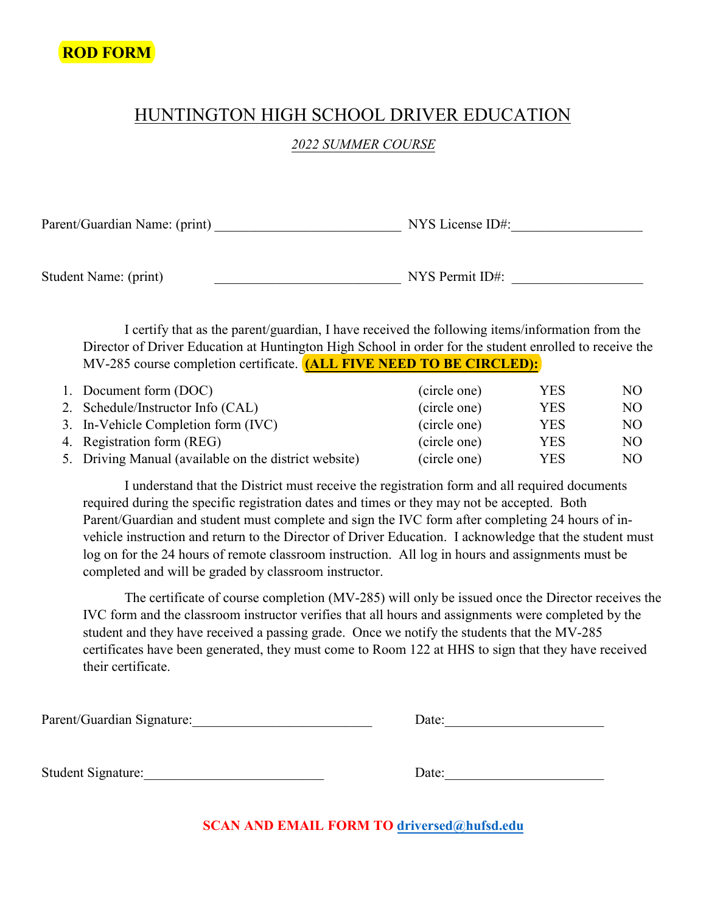**ROD FORM**

# HUNTINGTON HIGH SCHOOL DRIVER EDUCATION

*2022 SUMMER COURSE*

Parent/Guardian Name: (print) ___________________________ NYS License ID#:___________________

Student Name: (print) ___________________________ NYS Permit ID#: ___________________

I certify that as the parent/guardian, I have received the following items/information from the Director of Driver Education at Huntington High School in order for the student enrolled to receive the MV-285 course completion certificate. **(ALL FIVE NEED TO BE CIRCLED):**

| | | | | |
|---|---|---|---|---|
| 1. | Document form (DOC) | (circle one) | YES | NO |
| 2. | Schedule/Instructor Info (CAL) | (circle one) | YES | NO |
| 3. | In-Vehicle Completion form (IVC) | (circle one) | YES | NO |
| 4. | Registration form (REG) | (circle one) | YES | NO |
| 5. | Driving Manual (available on the district website) | (circle one) | YES | NO |

I understand that the District must receive the registration form and all required documents required during the specific registration dates and times or they may not be accepted. Both Parent/Guardian and student must complete and sign the IVC form after completing 24 hours of in-vehicle instruction and return to the Director of Driver Education. I acknowledge that the student must log on for the 24 hours of remote classroom instruction. All log in hours and assignments must be completed and will be graded by classroom instructor.

The certificate of course completion (MV-285) will only be issued once the Director receives the IVC form and the classroom instructor verifies that all hours and assignments were completed by the student and they have received a passing grade. Once we notify the students that the MV-285 certificates have been generated, they must come to Room 122 at HHS to sign that they have received their certificate.

Parent/Guardian Signature:__________________________ Date:______________________

Student Signature:__________________________ Date:______________________

**SCAN AND EMAIL FORM TO driversed@hufsd.edu**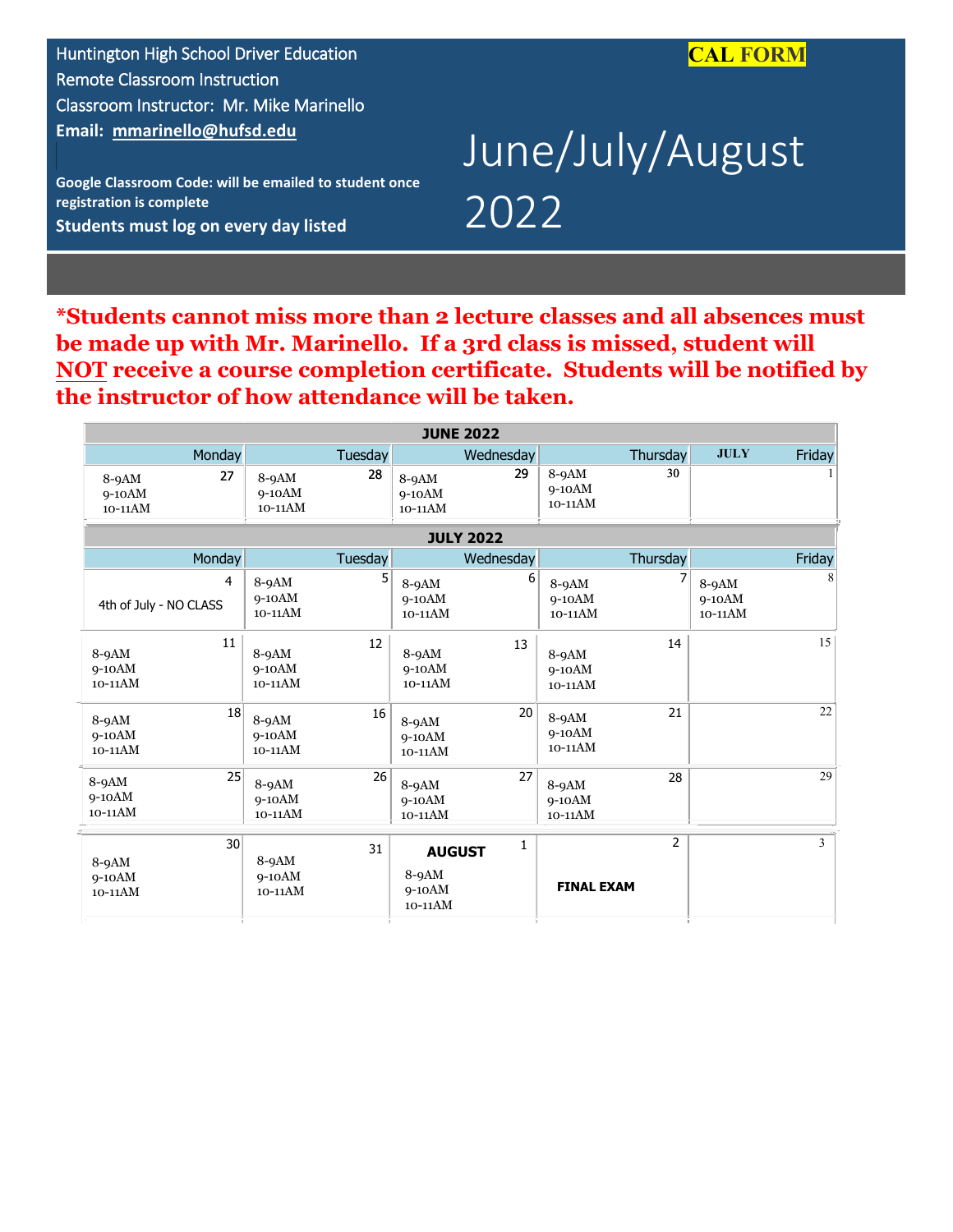Huntington High School Driver Education
Remote Classroom Instruction
Classroom Instructor: Mr. Mike Marinello
**Email: mmarinello@hufsd.edu**

**CAL FORM**

# June/July/August 2022

**Google Classroom Code: will be emailed to student once registration is complete**

**Students must log on every day listed**

**\*Students cannot miss more than 2 lecture classes and all absences must be made up with Mr. Marinello. If a 3rd class is missed, student will NOT receive a course completion certificate. Students will be notified by the instructor of how attendance will be taken.**

| **JUNE 2022** | | | | |
|---|---|---|---|---|
| Monday | Tuesday | Wednesday | Thursday | **JULY** Friday |
| 27<br>8-9AM<br>9-10AM<br>10-11AM | 28<br>8-9AM<br>9-10AM<br>10-11AM | 29<br>8-9AM<br>9-10AM<br>10-11AM | 30<br>8-9AM<br>9-10AM<br>10-11AM | 1 |

| **JULY 2022** | | | | |
|---|---|---|---|---|
| Monday | Tuesday | Wednesday | Thursday | Friday |
| 4<br>4th of July - NO CLASS | 5<br>8-9AM<br>9-10AM<br>10-11AM | 6<br>8-9AM<br>9-10AM<br>10-11AM | 7<br>8-9AM<br>9-10AM<br>10-11AM | 8<br>8-9AM<br>9-10AM<br>10-11AM |
| 11<br>8-9AM<br>9-10AM<br>10-11AM | 12<br>8-9AM<br>9-10AM<br>10-11AM | 13<br>8-9AM<br>9-10AM<br>10-11AM | 14<br>8-9AM<br>9-10AM<br>10-11AM | 15 |
| 18<br>8-9AM<br>9-10AM<br>10-11AM | 16<br>8-9AM<br>9-10AM<br>10-11AM | 20<br>8-9AM<br>9-10AM<br>10-11AM | 21<br>8-9AM<br>9-10AM<br>10-11AM | 22 |
| 25<br>8-9AM<br>9-10AM<br>10-11AM | 26<br>8-9AM<br>9-10AM<br>10-11AM | 27<br>8-9AM<br>9-10AM<br>10-11AM | 28<br>8-9AM<br>9-10AM<br>10-11AM | 29 |
| 30<br>8-9AM<br>9-10AM<br>10-11AM | 31<br>8-9AM<br>9-10AM<br>10-11AM | **AUGUST** 1<br>8-9AM<br>9-10AM<br>10-11AM | 2<br>**FINAL EXAM** | 3 |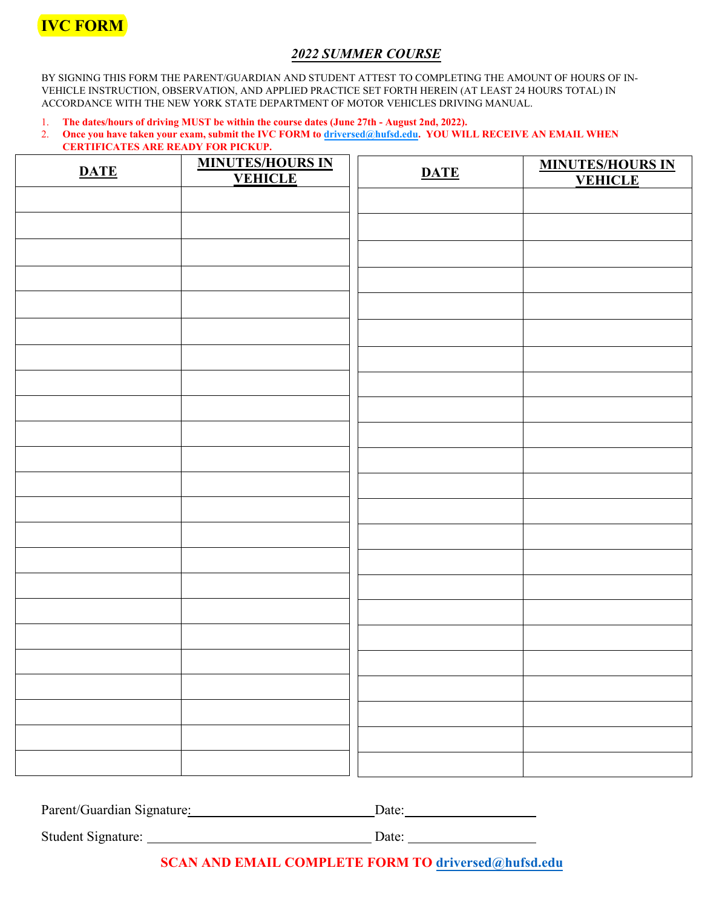**IVC FORM**

***2022 SUMMER COURSE***

BY SIGNING THIS FORM THE PARENT/GUARDIAN AND STUDENT ATTEST TO COMPLETING THE AMOUNT OF HOURS OF IN-VEHICLE INSTRUCTION, OBSERVATION, AND APPLIED PRACTICE SET FORTH HEREIN (AT LEAST 24 HOURS TOTAL) IN ACCORDANCE WITH THE NEW YORK STATE DEPARTMENT OF MOTOR VEHICLES DRIVING MANUAL.

1. **The dates/hours of driving MUST be within the course dates (June 27th - August 2nd, 2022).**
2. **Once you have taken your exam, submit the IVC FORM to driversed@hufsd.edu. YOU WILL RECEIVE AN EMAIL WHEN CERTIFICATES ARE READY FOR PICKUP.**

| DATE | MINUTES/HOURS IN VEHICLE | DATE | MINUTES/HOURS IN VEHICLE |
|---|---|---|---|
| | | | |
| | | | |
| | | | |
| | | | |
| | | | |
| | | | |
| | | | |
| | | | |
| | | | |
| | | | |
| | | | |
| | | | |
| | | | |
| | | | |
| | | | |
| | | | |
| | | | |
| | | | |
| | | | |
| | | | |
| | | | |
| | | | |
| | | | |

Parent/Guardian Signature:\_\_\_\_\_\_\_\_\_\_\_\_\_\_\_\_\_\_\_\_\_\_\_\_\_\_\_\_ Date:\_\_\_\_\_\_\_\_\_\_\_\_\_\_\_\_\_\_\_\_

Student Signature: \_\_\_\_\_\_\_\_\_\_\_\_\_\_\_\_\_\_\_\_\_\_\_\_\_\_\_\_\_\_\_\_\_\_ Date: \_\_\_\_\_\_\_\_\_\_\_\_\_\_\_\_\_\_\_\_

**SCAN AND EMAIL COMPLETE FORM TO driversed@hufsd.edu**